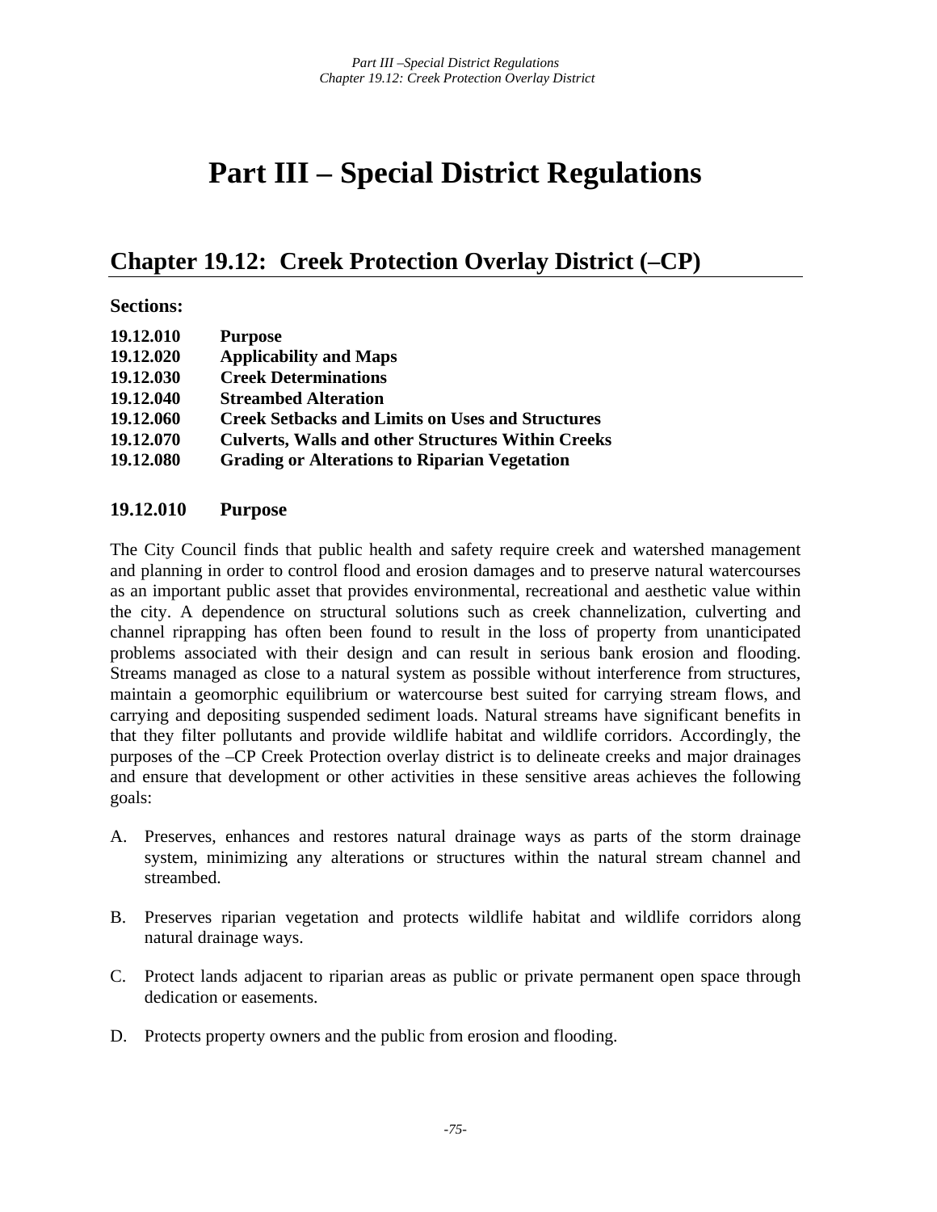# Part III – Special District Regulations

## Chapter 19.12: Creek Protection Overlay District (–CP)

**Sections:**

| | |
|---|---|
| **19.12.010** | **Purpose** |
| **19.12.020** | **Applicability and Maps** |
| **19.12.030** | **Creek Determinations** |
| **19.12.040** | **Streambed Alteration** |
| **19.12.060** | **Creek Setbacks and Limits on Uses and Structures** |
| **19.12.070** | **Culverts, Walls and other Structures Within Creeks** |
| **19.12.080** | **Grading or Alterations to Riparian Vegetation** |

### 19.12.010 Purpose

The City Council finds that public health and safety require creek and watershed management and planning in order to control flood and erosion damages and to preserve natural watercourses as an important public asset that provides environmental, recreational and aesthetic value within the city. A dependence on structural solutions such as creek channelization, culverting and channel riprapping has often been found to result in the loss of property from unanticipated problems associated with their design and can result in serious bank erosion and flooding. Streams managed as close to a natural system as possible without interference from structures, maintain a geomorphic equilibrium or watercourse best suited for carrying stream flows, and carrying and depositing suspended sediment loads. Natural streams have significant benefits in that they filter pollutants and provide wildlife habitat and wildlife corridors. Accordingly, the purposes of the –CP Creek Protection overlay district is to delineate creeks and major drainages and ensure that development or other activities in these sensitive areas achieves the following goals:

A. Preserves, enhances and restores natural drainage ways as parts of the storm drainage system, minimizing any alterations or structures within the natural stream channel and streambed.

B. Preserves riparian vegetation and protects wildlife habitat and wildlife corridors along natural drainage ways.

C. Protect lands adjacent to riparian areas as public or private permanent open space through dedication or easements.

D. Protects property owners and the public from erosion and flooding.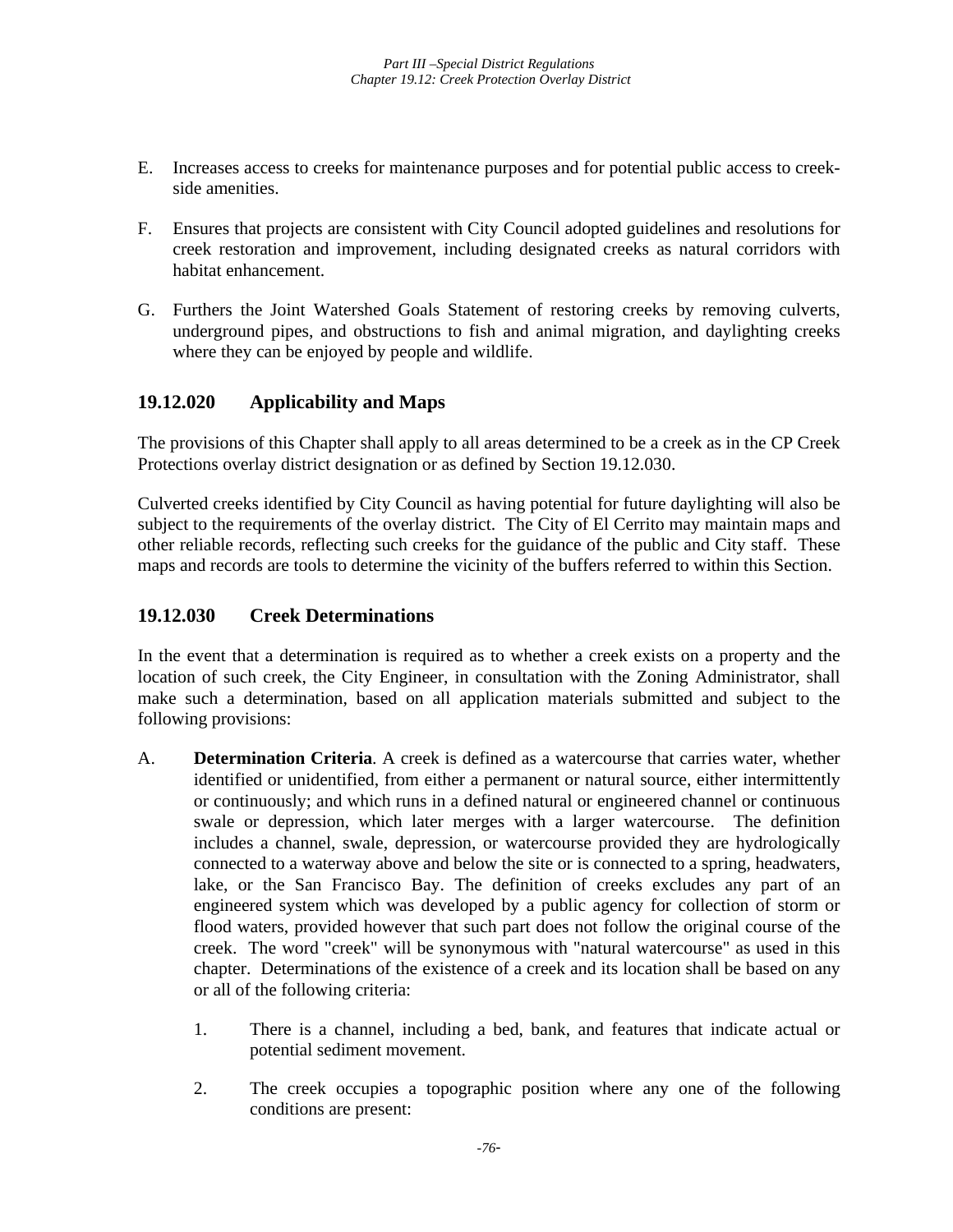E. Increases access to creeks for maintenance purposes and for potential public access to creek-side amenities.

F. Ensures that projects are consistent with City Council adopted guidelines and resolutions for creek restoration and improvement, including designated creeks as natural corridors with habitat enhancement.

G. Furthers the Joint Watershed Goals Statement of restoring creeks by removing culverts, underground pipes, and obstructions to fish and animal migration, and daylighting creeks where they can be enjoyed by people and wildlife.

## 19.12.020 Applicability and Maps

The provisions of this Chapter shall apply to all areas determined to be a creek as in the CP Creek Protections overlay district designation or as defined by Section 19.12.030.

Culverted creeks identified by City Council as having potential for future daylighting will also be subject to the requirements of the overlay district. The City of El Cerrito may maintain maps and other reliable records, reflecting such creeks for the guidance of the public and City staff. These maps and records are tools to determine the vicinity of the buffers referred to within this Section.

## 19.12.030 Creek Determinations

In the event that a determination is required as to whether a creek exists on a property and the location of such creek, the City Engineer, in consultation with the Zoning Administrator, shall make such a determination, based on all application materials submitted and subject to the following provisions:

A. **Determination Criteria**. A creek is defined as a watercourse that carries water, whether identified or unidentified, from either a permanent or natural source, either intermittently or continuously; and which runs in a defined natural or engineered channel or continuous swale or depression, which later merges with a larger watercourse. The definition includes a channel, swale, depression, or watercourse provided they are hydrologically connected to a waterway above and below the site or is connected to a spring, headwaters, lake, or the San Francisco Bay. The definition of creeks excludes any part of an engineered system which was developed by a public agency for collection of storm or flood waters, provided however that such part does not follow the original course of the creek. The word "creek" will be synonymous with "natural watercourse" as used in this chapter. Determinations of the existence of a creek and its location shall be based on any or all of the following criteria:

   1. There is a channel, including a bed, bank, and features that indicate actual or potential sediment movement.

   2. The creek occupies a topographic position where any one of the following conditions are present: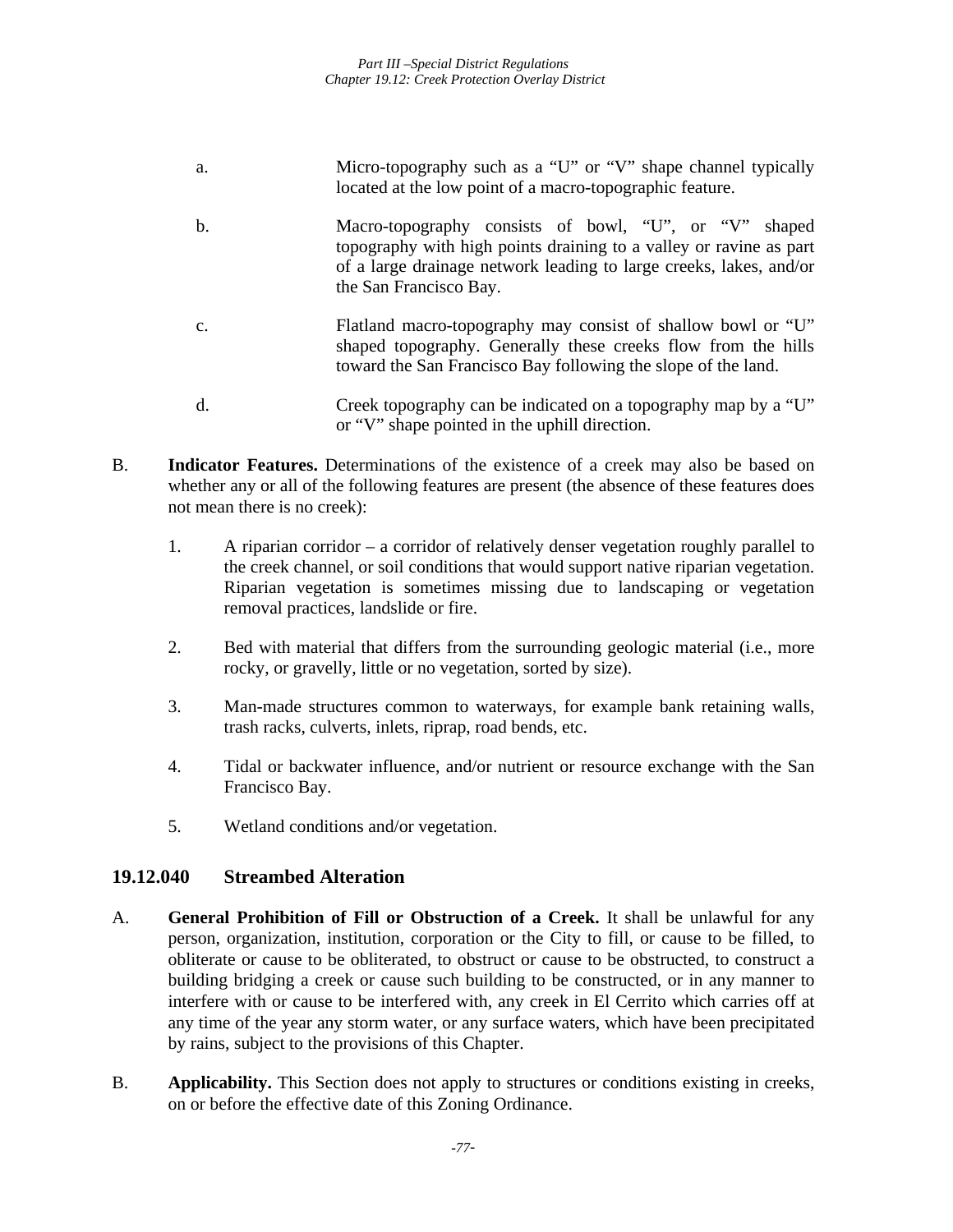a. Micro-topography such as a "U" or "V" shape channel typically located at the low point of a macro-topographic feature.

b. Macro-topography consists of bowl, "U", or "V" shaped topography with high points draining to a valley or ravine as part of a large drainage network leading to large creeks, lakes, and/or the San Francisco Bay.

c. Flatland macro-topography may consist of shallow bowl or "U" shaped topography. Generally these creeks flow from the hills toward the San Francisco Bay following the slope of the land.

d. Creek topography can be indicated on a topography map by a "U" or "V" shape pointed in the uphill direction.

B. **Indicator Features.** Determinations of the existence of a creek may also be based on whether any or all of the following features are present (the absence of these features does not mean there is no creek):

1. A riparian corridor – a corridor of relatively denser vegetation roughly parallel to the creek channel, or soil conditions that would support native riparian vegetation. Riparian vegetation is sometimes missing due to landscaping or vegetation removal practices, landslide or fire.

2. Bed with material that differs from the surrounding geologic material (i.e., more rocky, or gravelly, little or no vegetation, sorted by size).

3. Man-made structures common to waterways, for example bank retaining walls, trash racks, culverts, inlets, riprap, road bends, etc.

4. Tidal or backwater influence, and/or nutrient or resource exchange with the San Francisco Bay.

5. Wetland conditions and/or vegetation.

## 19.12.040 Streambed Alteration

A. **General Prohibition of Fill or Obstruction of a Creek.** It shall be unlawful for any person, organization, institution, corporation or the City to fill, or cause to be filled, to obliterate or cause to be obliterated, to obstruct or cause to be obstructed, to construct a building bridging a creek or cause such building to be constructed, or in any manner to interfere with or cause to be interfered with, any creek in El Cerrito which carries off at any time of the year any storm water, or any surface waters, which have been precipitated by rains, subject to the provisions of this Chapter.

B. **Applicability.** This Section does not apply to structures or conditions existing in creeks, on or before the effective date of this Zoning Ordinance.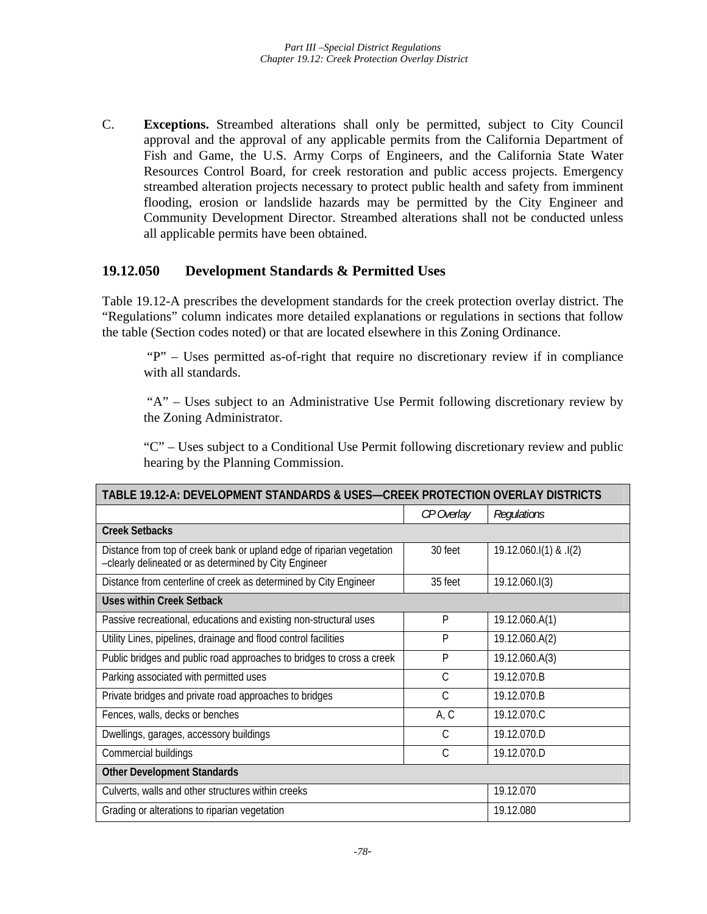C. **Exceptions.** Streambed alterations shall only be permitted, subject to City Council approval and the approval of any applicable permits from the California Department of Fish and Game, the U.S. Army Corps of Engineers, and the California State Water Resources Control Board, for creek restoration and public access projects. Emergency streambed alteration projects necessary to protect public health and safety from imminent flooding, erosion or landslide hazards may be permitted by the City Engineer and Community Development Director. Streambed alterations shall not be conducted unless all applicable permits have been obtained.

## 19.12.050 Development Standards & Permitted Uses

Table 19.12-A prescribes the development standards for the creek protection overlay district. The "Regulations" column indicates more detailed explanations or regulations in sections that follow the table (Section codes noted) or that are located elsewhere in this Zoning Ordinance.

"P" – Uses permitted as-of-right that require no discretionary review if in compliance with all standards.

"A" – Uses subject to an Administrative Use Permit following discretionary review by the Zoning Administrator.

"C" – Uses subject to a Conditional Use Permit following discretionary review and public hearing by the Planning Commission.

| TABLE 19.12-A: DEVELOPMENT STANDARDS & USES—CREEK PROTECTION OVERLAY DISTRICTS | | |
|---|---|---|
| | *CP Overlay* | *Regulations* |
| **Creek Setbacks** | | |
| Distance from top of creek bank or upland edge of riparian vegetation –clearly delineated or as determined by City Engineer | 30 feet | 19.12.060.I(1) & .I(2) |
| Distance from centerline of creek as determined by City Engineer | 35 feet | 19.12.060.I(3) |
| **Uses within Creek Setback** | | |
| Passive recreational, educations and existing non-structural uses | P | 19.12.060.A(1) |
| Utility Lines, pipelines, drainage and flood control facilities | P | 19.12.060.A(2) |
| Public bridges and public road approaches to bridges to cross a creek | P | 19.12.060.A(3) |
| Parking associated with permitted uses | C | 19.12.070.B |
| Private bridges and private road approaches to bridges | C | 19.12.070.B |
| Fences, walls, decks or benches | A, C | 19.12.070.C |
| Dwellings, garages, accessory buildings | C | 19.12.070.D |
| Commercial buildings | C | 19.12.070.D |
| **Other Development Standards** | | |
| Culverts, walls and other structures within creeks | | 19.12.070 |
| Grading or alterations to riparian vegetation | | 19.12.080 |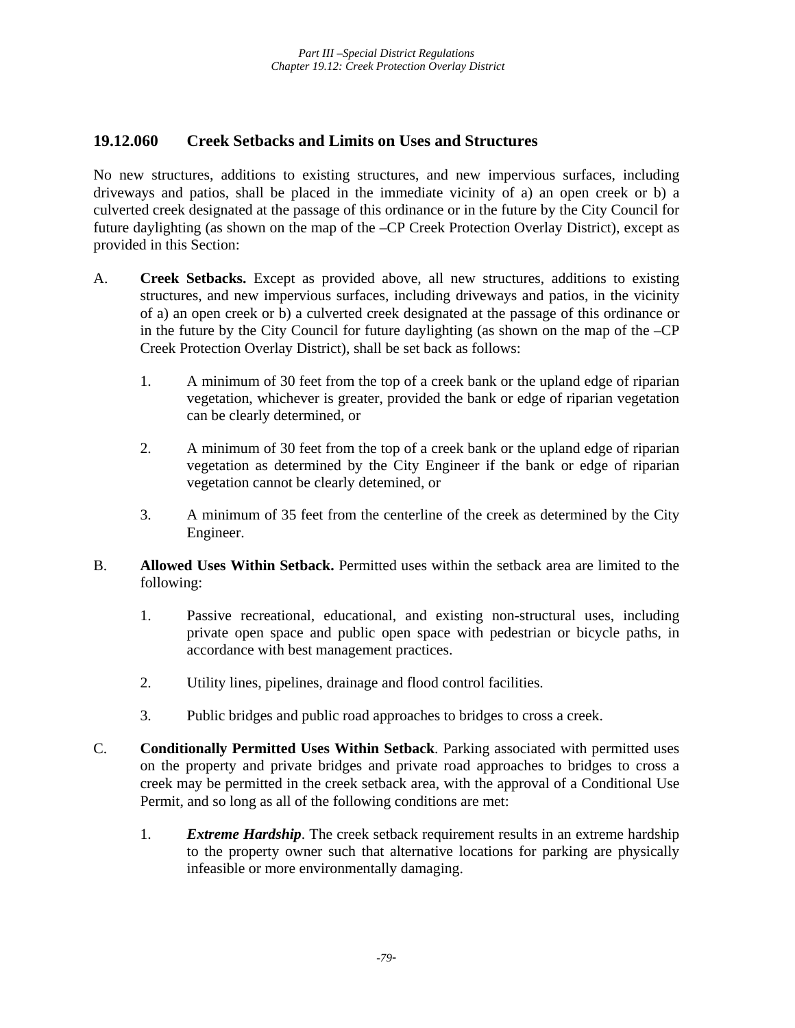## 19.12.060 Creek Setbacks and Limits on Uses and Structures

No new structures, additions to existing structures, and new impervious surfaces, including driveways and patios, shall be placed in the immediate vicinity of a) an open creek or b) a culverted creek designated at the passage of this ordinance or in the future by the City Council for future daylighting (as shown on the map of the –CP Creek Protection Overlay District), except as provided in this Section:

A. **Creek Setbacks.** Except as provided above, all new structures, additions to existing structures, and new impervious surfaces, including driveways and patios, in the vicinity of a) an open creek or b) a culverted creek designated at the passage of this ordinance or in the future by the City Council for future daylighting (as shown on the map of the –CP Creek Protection Overlay District), shall be set back as follows:

   1. A minimum of 30 feet from the top of a creek bank or the upland edge of riparian vegetation, whichever is greater, provided the bank or edge of riparian vegetation can be clearly determined, or

   2. A minimum of 30 feet from the top of a creek bank or the upland edge of riparian vegetation as determined by the City Engineer if the bank or edge of riparian vegetation cannot be clearly detemined, or

   3. A minimum of 35 feet from the centerline of the creek as determined by the City Engineer.

B. **Allowed Uses Within Setback.** Permitted uses within the setback area are limited to the following:

   1. Passive recreational, educational, and existing non-structural uses, including private open space and public open space with pedestrian or bicycle paths, in accordance with best management practices.

   2. Utility lines, pipelines, drainage and flood control facilities.

   3. Public bridges and public road approaches to bridges to cross a creek.

C. **Conditionally Permitted Uses Within Setback**. Parking associated with permitted uses on the property and private bridges and private road approaches to bridges to cross a creek may be permitted in the creek setback area, with the approval of a Conditional Use Permit, and so long as all of the following conditions are met:

   1. ***Extreme Hardship***. The creek setback requirement results in an extreme hardship to the property owner such that alternative locations for parking are physically infeasible or more environmentally damaging.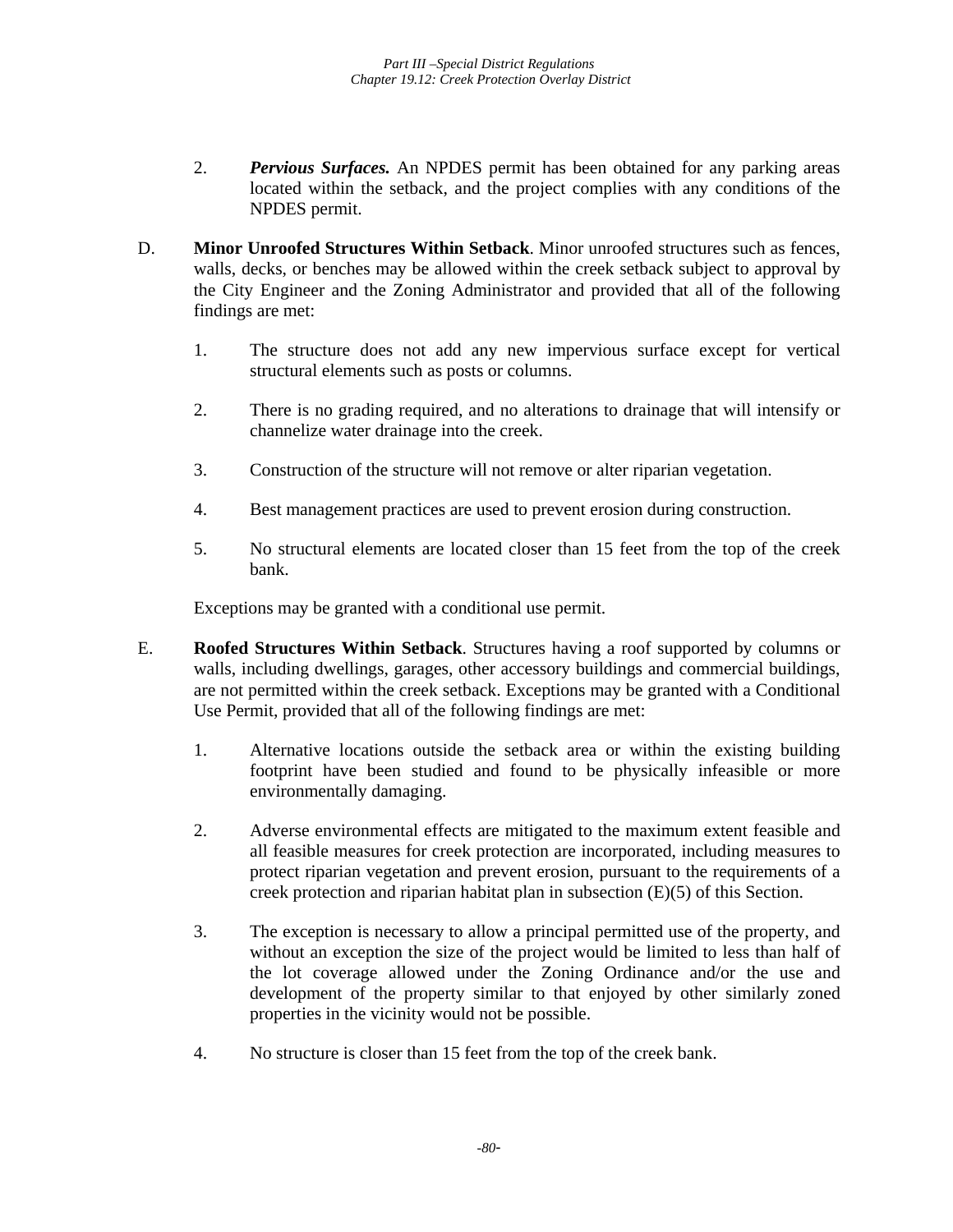2. ***Pervious Surfaces.*** An NPDES permit has been obtained for any parking areas located within the setback, and the project complies with any conditions of the NPDES permit.

D. **Minor Unroofed Structures Within Setback**. Minor unroofed structures such as fences, walls, decks, or benches may be allowed within the creek setback subject to approval by the City Engineer and the Zoning Administrator and provided that all of the following findings are met:

1. The structure does not add any new impervious surface except for vertical structural elements such as posts or columns.

2. There is no grading required, and no alterations to drainage that will intensify or channelize water drainage into the creek.

3. Construction of the structure will not remove or alter riparian vegetation.

4. Best management practices are used to prevent erosion during construction.

5. No structural elements are located closer than 15 feet from the top of the creek bank.

Exceptions may be granted with a conditional use permit.

E. **Roofed Structures Within Setback**. Structures having a roof supported by columns or walls, including dwellings, garages, other accessory buildings and commercial buildings, are not permitted within the creek setback. Exceptions may be granted with a Conditional Use Permit, provided that all of the following findings are met:

1. Alternative locations outside the setback area or within the existing building footprint have been studied and found to be physically infeasible or more environmentally damaging.

2. Adverse environmental effects are mitigated to the maximum extent feasible and all feasible measures for creek protection are incorporated, including measures to protect riparian vegetation and prevent erosion, pursuant to the requirements of a creek protection and riparian habitat plan in subsection (E)(5) of this Section.

3. The exception is necessary to allow a principal permitted use of the property, and without an exception the size of the project would be limited to less than half of the lot coverage allowed under the Zoning Ordinance and/or the use and development of the property similar to that enjoyed by other similarly zoned properties in the vicinity would not be possible.

4. No structure is closer than 15 feet from the top of the creek bank.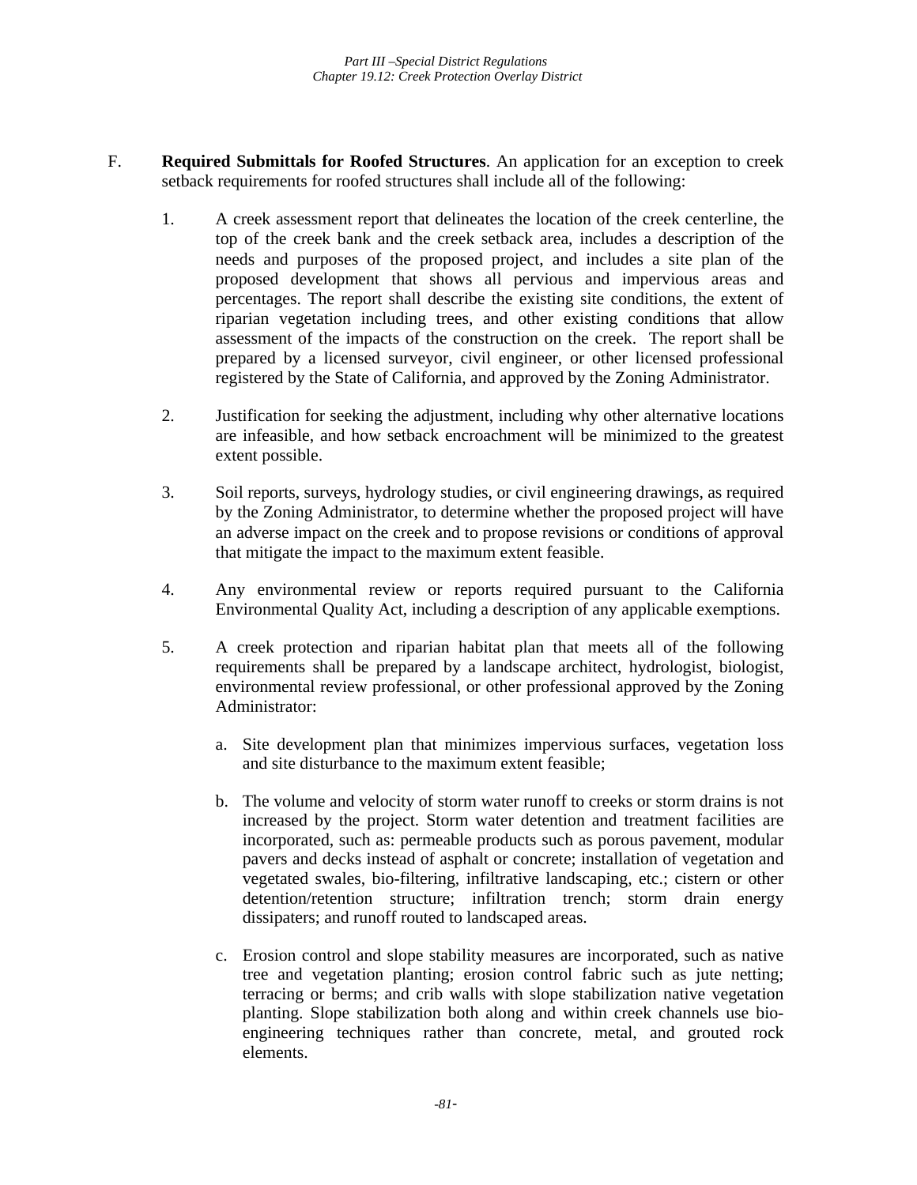F. **Required Submittals for Roofed Structures**. An application for an exception to creek setback requirements for roofed structures shall include all of the following:

1. A creek assessment report that delineates the location of the creek centerline, the top of the creek bank and the creek setback area, includes a description of the needs and purposes of the proposed project, and includes a site plan of the proposed development that shows all pervious and impervious areas and percentages. The report shall describe the existing site conditions, the extent of riparian vegetation including trees, and other existing conditions that allow assessment of the impacts of the construction on the creek. The report shall be prepared by a licensed surveyor, civil engineer, or other licensed professional registered by the State of California, and approved by the Zoning Administrator.

2. Justification for seeking the adjustment, including why other alternative locations are infeasible, and how setback encroachment will be minimized to the greatest extent possible.

3. Soil reports, surveys, hydrology studies, or civil engineering drawings, as required by the Zoning Administrator, to determine whether the proposed project will have an adverse impact on the creek and to propose revisions or conditions of approval that mitigate the impact to the maximum extent feasible.

4. Any environmental review or reports required pursuant to the California Environmental Quality Act, including a description of any applicable exemptions.

5. A creek protection and riparian habitat plan that meets all of the following requirements shall be prepared by a landscape architect, hydrologist, biologist, environmental review professional, or other professional approved by the Zoning Administrator:

   a. Site development plan that minimizes impervious surfaces, vegetation loss and site disturbance to the maximum extent feasible;

   b. The volume and velocity of storm water runoff to creeks or storm drains is not increased by the project. Storm water detention and treatment facilities are incorporated, such as: permeable products such as porous pavement, modular pavers and decks instead of asphalt or concrete; installation of vegetation and vegetated swales, bio-filtering, infiltrative landscaping, etc.; cistern or other detention/retention structure; infiltration trench; storm drain energy dissipaters; and runoff routed to landscaped areas.

   c. Erosion control and slope stability measures are incorporated, such as native tree and vegetation planting; erosion control fabric such as jute netting; terracing or berms; and crib walls with slope stabilization native vegetation planting. Slope stabilization both along and within creek channels use bio-engineering techniques rather than concrete, metal, and grouted rock elements.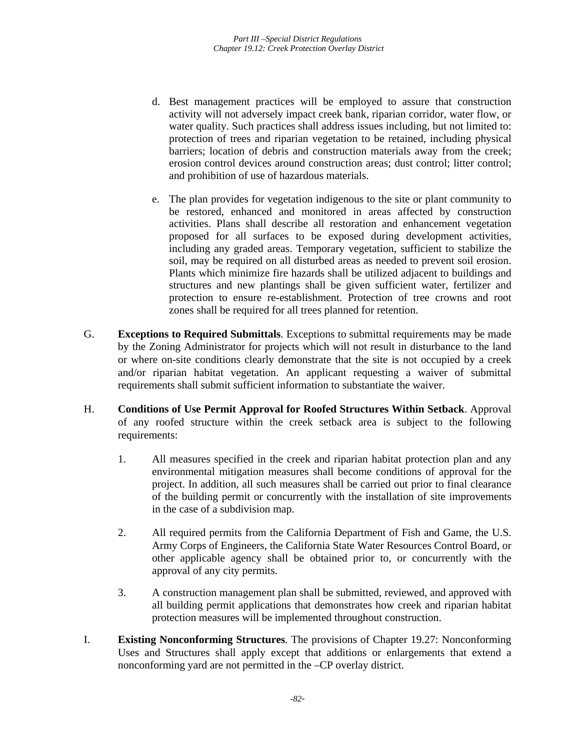d. Best management practices will be employed to assure that construction activity will not adversely impact creek bank, riparian corridor, water flow, or water quality. Such practices shall address issues including, but not limited to: protection of trees and riparian vegetation to be retained, including physical barriers; location of debris and construction materials away from the creek; erosion control devices around construction areas; dust control; litter control; and prohibition of use of hazardous materials.

e. The plan provides for vegetation indigenous to the site or plant community to be restored, enhanced and monitored in areas affected by construction activities. Plans shall describe all restoration and enhancement vegetation proposed for all surfaces to be exposed during development activities, including any graded areas. Temporary vegetation, sufficient to stabilize the soil, may be required on all disturbed areas as needed to prevent soil erosion. Plants which minimize fire hazards shall be utilized adjacent to buildings and structures and new plantings shall be given sufficient water, fertilizer and protection to ensure re-establishment. Protection of tree crowns and root zones shall be required for all trees planned for retention.

G. **Exceptions to Required Submittals**. Exceptions to submittal requirements may be made by the Zoning Administrator for projects which will not result in disturbance to the land or where on-site conditions clearly demonstrate that the site is not occupied by a creek and/or riparian habitat vegetation. An applicant requesting a waiver of submittal requirements shall submit sufficient information to substantiate the waiver.

H. **Conditions of Use Permit Approval for Roofed Structures Within Setback**. Approval of any roofed structure within the creek setback area is subject to the following requirements:

1. All measures specified in the creek and riparian habitat protection plan and any environmental mitigation measures shall become conditions of approval for the project. In addition, all such measures shall be carried out prior to final clearance of the building permit or concurrently with the installation of site improvements in the case of a subdivision map.

2. All required permits from the California Department of Fish and Game, the U.S. Army Corps of Engineers, the California State Water Resources Control Board, or other applicable agency shall be obtained prior to, or concurrently with the approval of any city permits.

3. A construction management plan shall be submitted, reviewed, and approved with all building permit applications that demonstrates how creek and riparian habitat protection measures will be implemented throughout construction.

I. **Existing Nonconforming Structures**. The provisions of Chapter 19.27: Nonconforming Uses and Structures shall apply except that additions or enlargements that extend a nonconforming yard are not permitted in the –CP overlay district.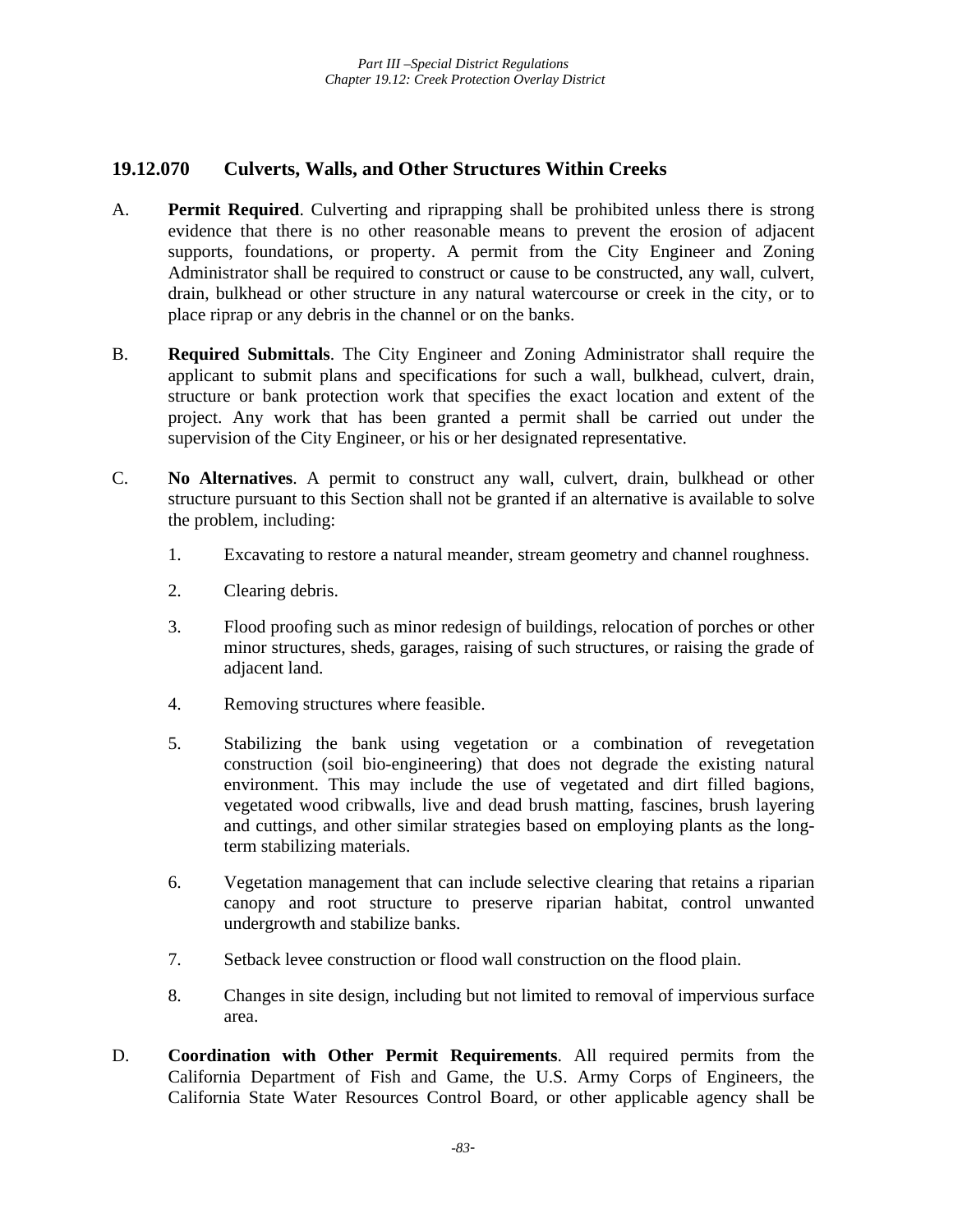## 19.12.070 Culverts, Walls, and Other Structures Within Creeks

A. **Permit Required**. Culverting and riprapping shall be prohibited unless there is strong evidence that there is no other reasonable means to prevent the erosion of adjacent supports, foundations, or property. A permit from the City Engineer and Zoning Administrator shall be required to construct or cause to be constructed, any wall, culvert, drain, bulkhead or other structure in any natural watercourse or creek in the city, or to place riprap or any debris in the channel or on the banks.

B. **Required Submittals**. The City Engineer and Zoning Administrator shall require the applicant to submit plans and specifications for such a wall, bulkhead, culvert, drain, structure or bank protection work that specifies the exact location and extent of the project. Any work that has been granted a permit shall be carried out under the supervision of the City Engineer, or his or her designated representative.

C. **No Alternatives**. A permit to construct any wall, culvert, drain, bulkhead or other structure pursuant to this Section shall not be granted if an alternative is available to solve the problem, including:

1. Excavating to restore a natural meander, stream geometry and channel roughness.

2. Clearing debris.

3. Flood proofing such as minor redesign of buildings, relocation of porches or other minor structures, sheds, garages, raising of such structures, or raising the grade of adjacent land.

4. Removing structures where feasible.

5. Stabilizing the bank using vegetation or a combination of revegetation construction (soil bio-engineering) that does not degrade the existing natural environment. This may include the use of vegetated and dirt filled bagions, vegetated wood cribwalls, live and dead brush matting, fascines, brush layering and cuttings, and other similar strategies based on employing plants as the long-term stabilizing materials.

6. Vegetation management that can include selective clearing that retains a riparian canopy and root structure to preserve riparian habitat, control unwanted undergrowth and stabilize banks.

7. Setback levee construction or flood wall construction on the flood plain.

8. Changes in site design, including but not limited to removal of impervious surface area.

D. **Coordination with Other Permit Requirements**. All required permits from the California Department of Fish and Game, the U.S. Army Corps of Engineers, the California State Water Resources Control Board, or other applicable agency shall be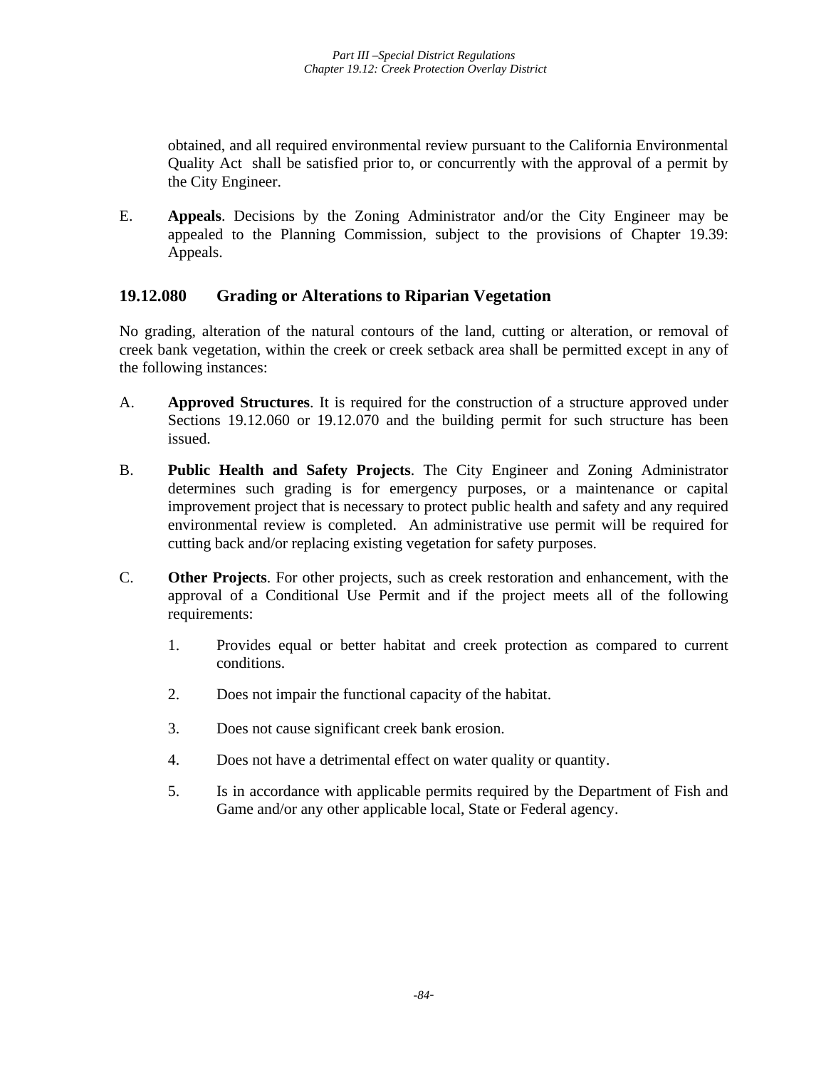obtained, and all required environmental review pursuant to the California Environmental Quality Act shall be satisfied prior to, or concurrently with the approval of a permit by the City Engineer.

E. **Appeals**. Decisions by the Zoning Administrator and/or the City Engineer may be appealed to the Planning Commission, subject to the provisions of Chapter 19.39: Appeals.

## 19.12.080 Grading or Alterations to Riparian Vegetation

No grading, alteration of the natural contours of the land, cutting or alteration, or removal of creek bank vegetation, within the creek or creek setback area shall be permitted except in any of the following instances:

A. **Approved Structures**. It is required for the construction of a structure approved under Sections 19.12.060 or 19.12.070 and the building permit for such structure has been issued.

B. **Public Health and Safety Projects**. The City Engineer and Zoning Administrator determines such grading is for emergency purposes, or a maintenance or capital improvement project that is necessary to protect public health and safety and any required environmental review is completed. An administrative use permit will be required for cutting back and/or replacing existing vegetation for safety purposes.

C. **Other Projects**. For other projects, such as creek restoration and enhancement, with the approval of a Conditional Use Permit and if the project meets all of the following requirements:

1. Provides equal or better habitat and creek protection as compared to current conditions.
2. Does not impair the functional capacity of the habitat.
3. Does not cause significant creek bank erosion.
4. Does not have a detrimental effect on water quality or quantity.
5. Is in accordance with applicable permits required by the Department of Fish and Game and/or any other applicable local, State or Federal agency.